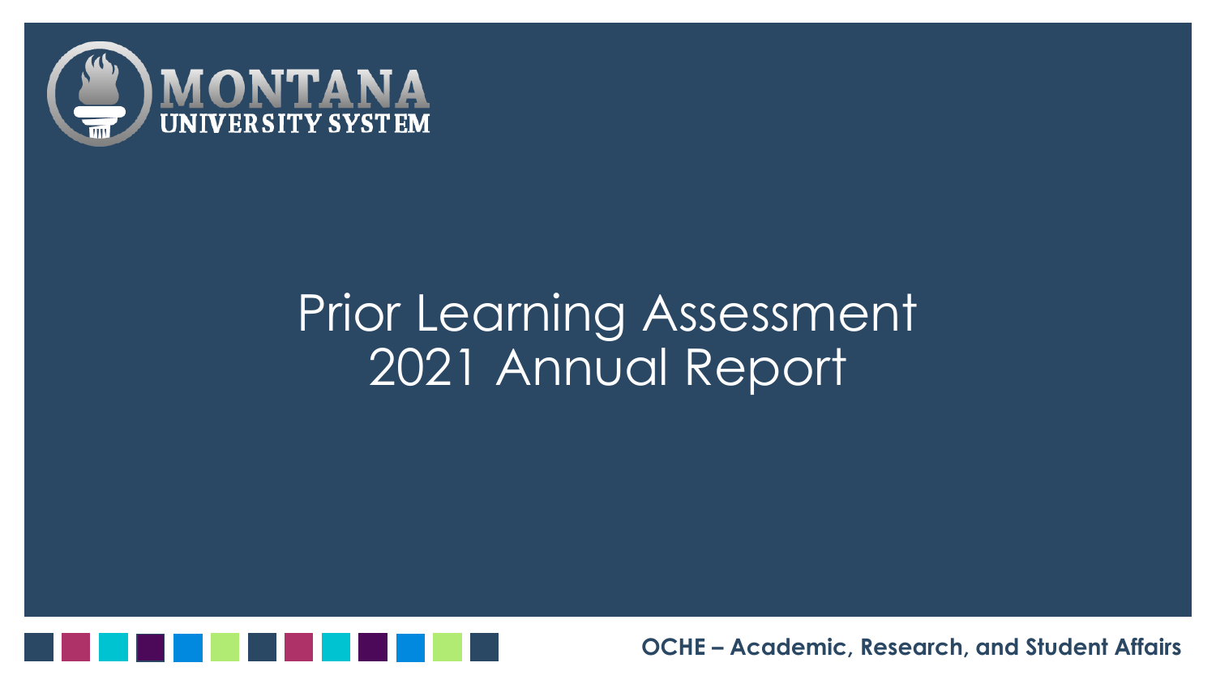MONTANA UNIVERSITY SYSTEM

# Prior Learning Assessment 2021 Annual Report

**OCHE – Academic, Research, and Student Affairs**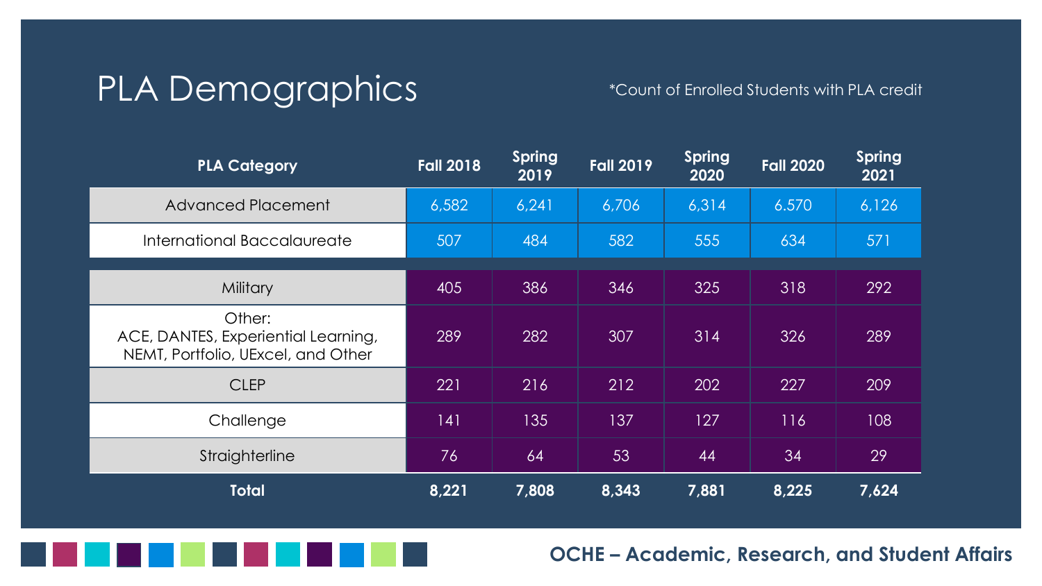# PLA Demographics

*Count of Enrolled Students with PLA credit

| PLA Category | Fall 2018 | Spring 2019 | Fall 2019 | Spring 2020 | Fall 2020 | Spring 2021 |
|---|---|---|---|---|---|---|
| Advanced Placement | 6,582 | 6,241 | 6,706 | 6,314 | 6.570 | 6,126 |
| International Baccalaureate | 507 | 484 | 582 | 555 | 634 | 571 |
| Military | 405 | 386 | 346 | 325 | 318 | 292 |
| Other: ACE, DANTES, Experiential Learning, NEMT, Portfolio, UExcel, and Other | 289 | 282 | 307 | 314 | 326 | 289 |
| CLEP | 221 | 216 | 212 | 202 | 227 | 209 |
| Challenge | 141 | 135 | 137 | 127 | 116 | 108 |
| Straighterline | 76 | 64 | 53 | 44 | 34 | 29 |
| **Total** | **8,221** | **7,808** | **8,343** | **7,881** | **8,225** | **7,624** |

**OCHE – Academic, Research, and Student Affairs**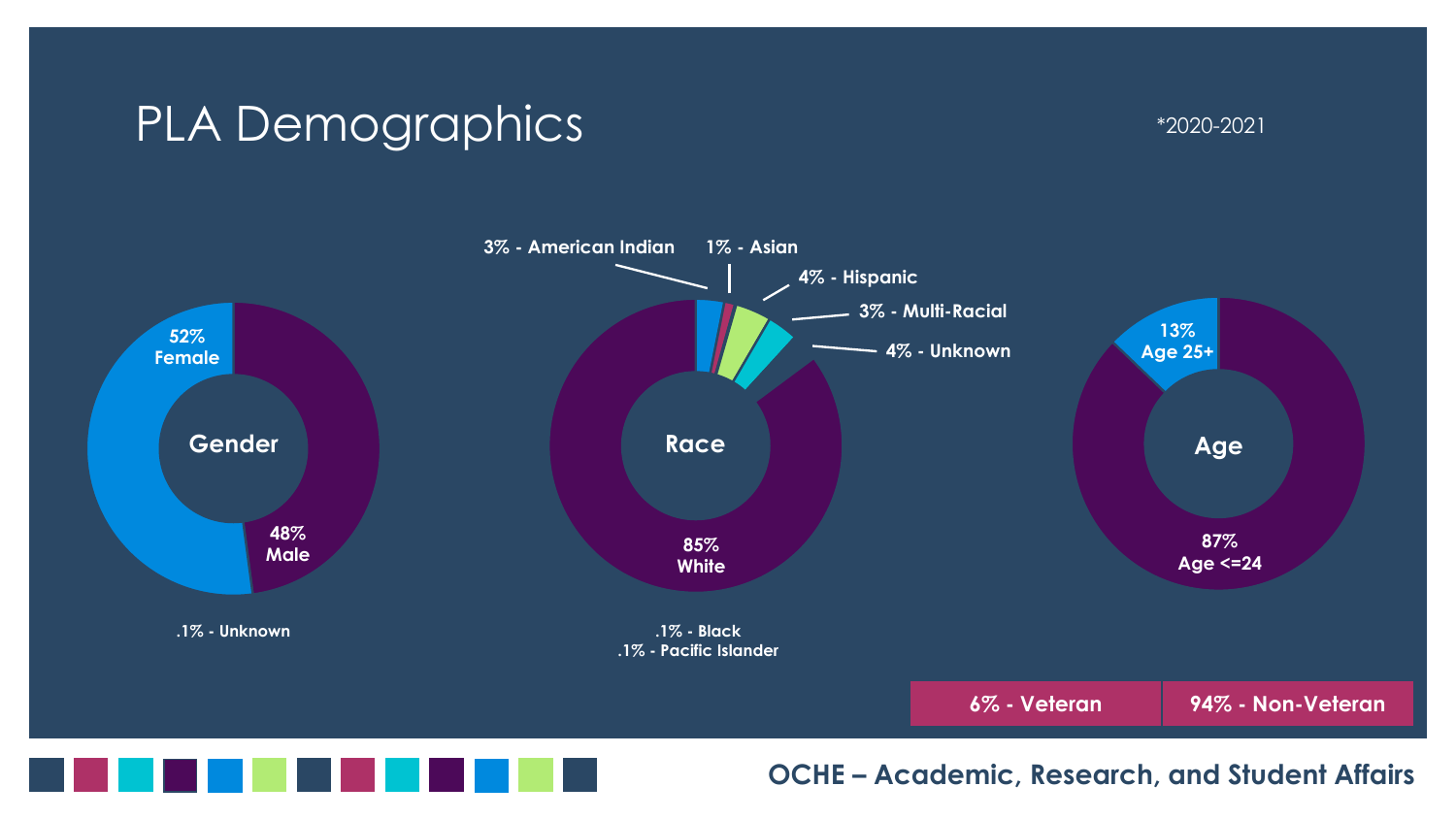# PLA Demographics

*2020-2021

**Gender**

52% Female

48% Male

.1% - Unknown

**Race**

3% - American Indian

1% - Asian

4% - Hispanic

3% - Multi-Racial

4% - Unknown

85% White

.1% - Black

.1% - Pacific Islander

**Age**

13% Age 25+

87% Age <=24

| 6% - Veteran | 94% - Non-Veteran |
| --- | --- |

OCHE – Academic, Research, and Student Affairs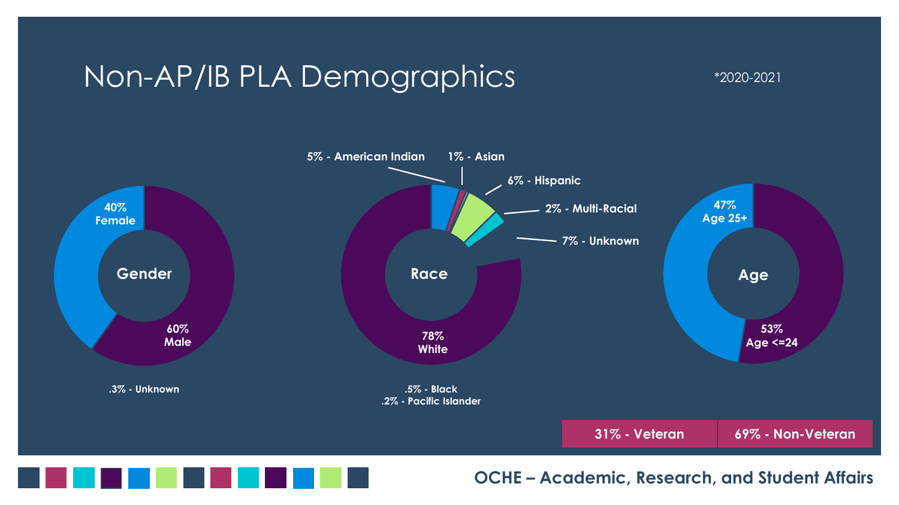# Non-AP/IB PLA Demographics

*2020-2021

**Gender**

- 40% Female
- 60% Male
- .3% - Unknown

**Race**

- 5% - American Indian
- 1% - Asian
- 6% - Hispanic
- 2% - Multi-Racial
- 7% - Unknown
- 78% White
- .5% - Black
- .2% - Pacific Islander

**Age**

- 47% Age 25+
- 53% Age <=24

| 31% - Veteran | 69% - Non-Veteran |
| --- | --- |

OCHE – Academic, Research, and Student Affairs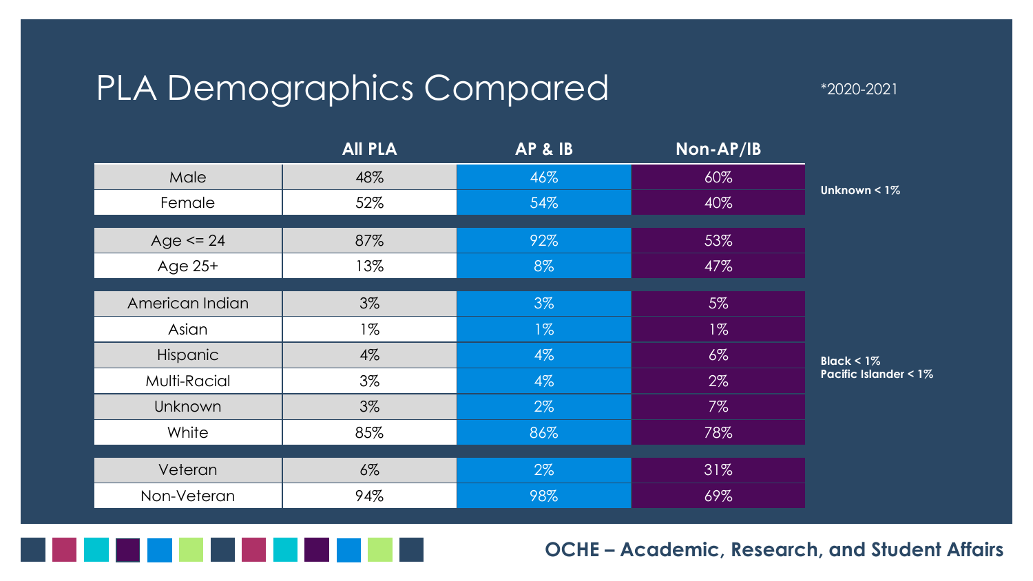# PLA Demographics Compared

*2020-2021

| | All PLA | AP & IB | Non-AP/IB |
|---|---|---|---|
| Male | 48% | 46% | 60% |
| Female | 52% | 54% | 40% |
| Age <= 24 | 87% | 92% | 53% |
| Age 25+ | 13% | 8% | 47% |
| American Indian | 3% | 3% | 5% |
| Asian | 1% | 1% | 1% |
| Hispanic | 4% | 4% | 6% |
| Multi-Racial | 3% | 4% | 2% |
| Unknown | 3% | 2% | 7% |
| White | 85% | 86% | 78% |
| Veteran | 6% | 2% | 31% |
| Non-Veteran | 94% | 98% | 69% |

**Unknown < 1%**

**Black < 1%**
**Pacific Islander < 1%**

**OCHE – Academic, Research, and Student Affairs**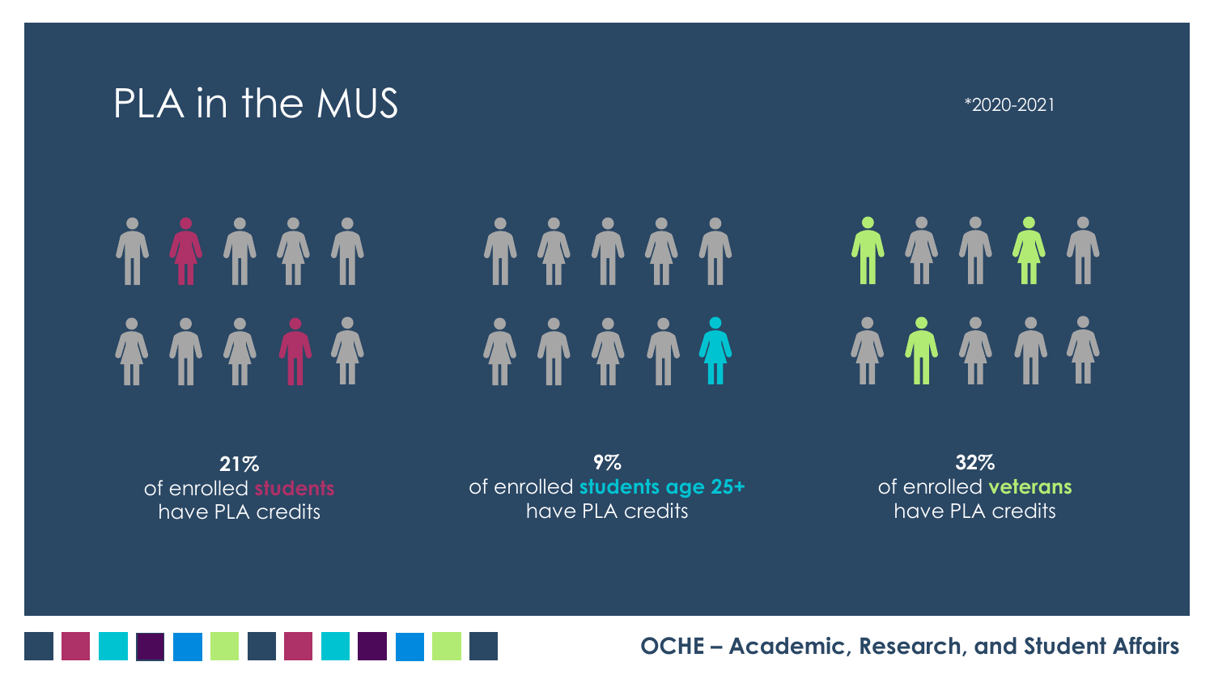# PLA in the MUS

*2020-2021

**21%**
of enrolled **students**
have PLA credits

**9%**
of enrolled **students age 25+**
have PLA credits

**32%**
of enrolled **veterans**
have PLA credits

**OCHE – Academic, Research, and Student Affairs**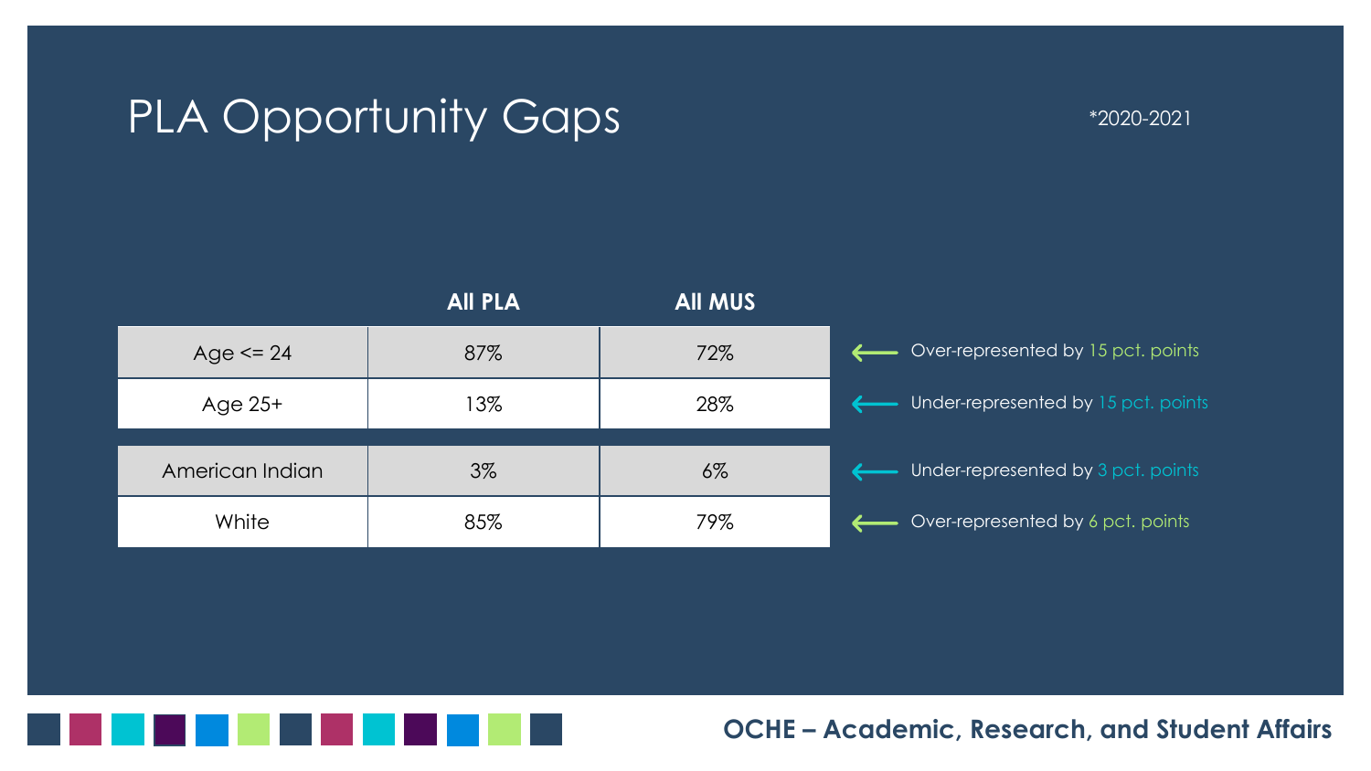# PLA Opportunity Gaps

*2020-2021

| | All PLA | All MUS | |
|---|---|---|---|
| Age <= 24 | 87% | 72% | ← Over-represented by 15 pct. points |
| Age 25+ | 13% | 28% | ← Under-represented by 15 pct. points |
| American Indian | 3% | 6% | ← Under-represented by 3 pct. points |
| White | 85% | 79% | ← Over-represented by 6 pct. points |

**OCHE – Academic, Research, and Student Affairs**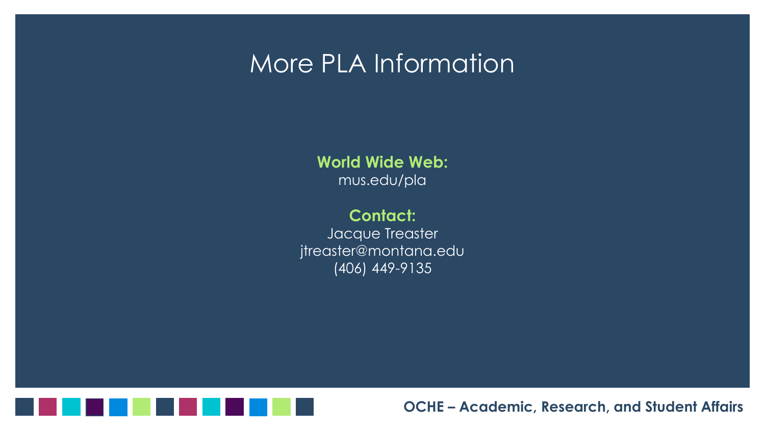# More PLA Information

**World Wide Web:**
mus.edu/pla

**Contact:**
Jacque Treaster
jtreaster@montana.edu
(406) 449-9135

**OCHE – Academic, Research, and Student Affairs**